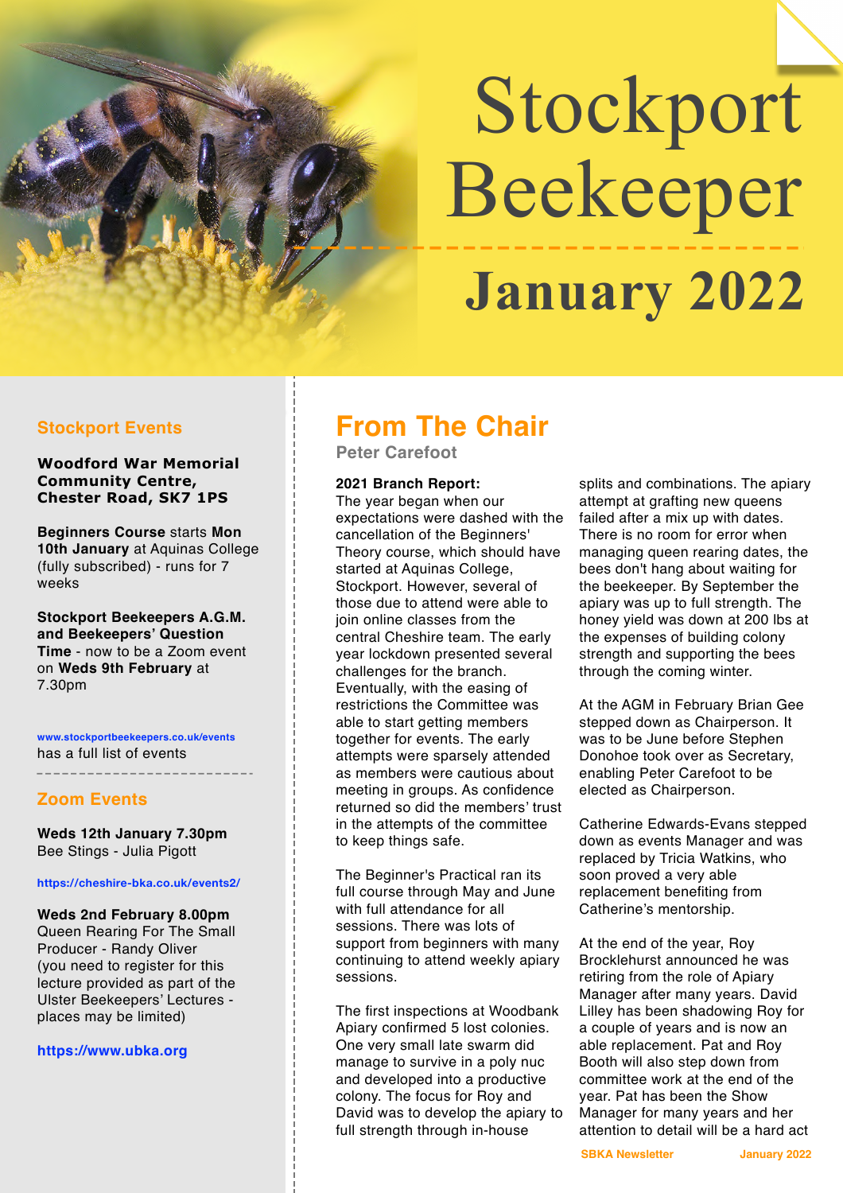# Stockport Beekeeper

# January 2022

## Stockport Events

**Woodford War Memorial Community Centre, Chester Road, SK7 1PS**

**Beginners Course** starts **Mon 10th January** at Aquinas College (fully subscribed) - runs for 7 weeks

**Stockport Beekeepers A.G.M. and Beekeepers' Question Time** - now to be a Zoom event on **Weds 9th February** at 7.30pm

www.stockportbeekeepers.co.uk/events has a full list of events

## Zoom Events

**Weds 12th January 7.30pm**
Bee Stings - Julia Pigott

https://cheshire-bka.co.uk/events2/

**Weds 2nd February 8.00pm**
Queen Rearing For The Small Producer - Randy Oliver (you need to register for this lecture provided as part of the Ulster Beekeepers' Lectures - places may be limited)

**https://www.ubka.org**

## From The Chair

**Peter Carefoot**

**2021 Branch Report:**
The year began when our expectations were dashed with the cancellation of the Beginners' Theory course, which should have started at Aquinas College, Stockport. However, several of those due to attend were able to join online classes from the central Cheshire team. The early year lockdown presented several challenges for the branch. Eventually, with the easing of restrictions the Committee was able to start getting members together for events. The early attempts were sparsely attended as members were cautious about meeting in groups. As confidence returned so did the members' trust in the attempts of the committee to keep things safe.

The Beginner's Practical ran its full course through May and June with full attendance for all sessions. There was lots of support from beginners with many continuing to attend weekly apiary sessions.

The first inspections at Woodbank Apiary confirmed 5 lost colonies. One very small late swarm did manage to survive in a poly nuc and developed into a productive colony. The focus for Roy and David was to develop the apiary to full strength through in-house splits and combinations. The apiary attempt at grafting new queens failed after a mix up with dates. There is no room for error when managing queen rearing dates, the bees don't hang about waiting for the beekeeper. By September the apiary was up to full strength. The honey yield was down at 200 lbs at the expenses of building colony strength and supporting the bees through the coming winter.

At the AGM in February Brian Gee stepped down as Chairperson. It was to be June before Stephen Donohoe took over as Secretary, enabling Peter Carefoot to be elected as Chairperson.

Catherine Edwards-Evans stepped down as events Manager and was replaced by Tricia Watkins, who soon proved a very able replacement benefiting from Catherine's mentorship.

At the end of the year, Roy Brocklehurst announced he was retiring from the role of Apiary Manager after many years. David Lilley has been shadowing Roy for a couple of years and is now an able replacement. Pat and Roy Booth will also step down from committee work at the end of the year. Pat has been the Show Manager for many years and her attention to detail will be a hard act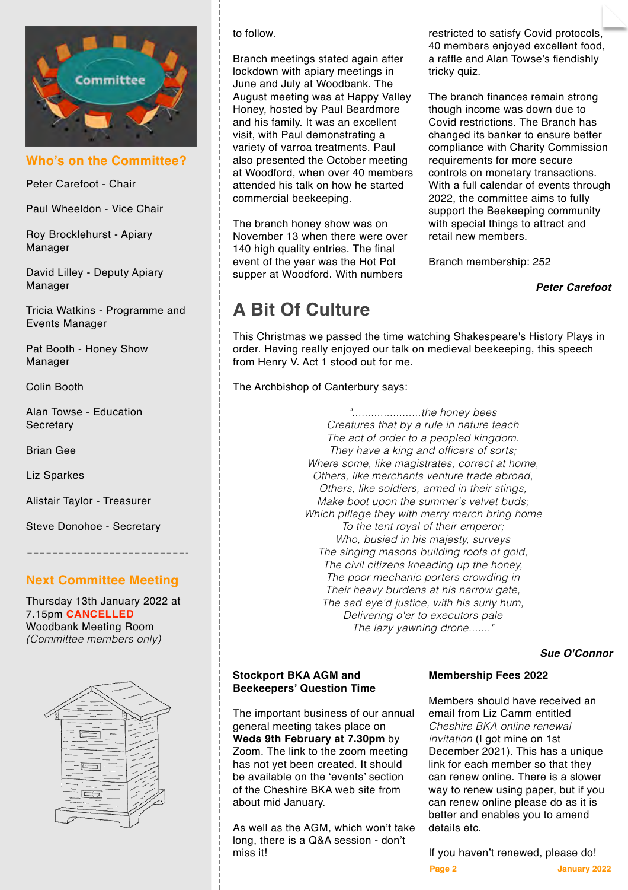## Who's on the Committee?

Peter Carefoot - Chair

Paul Wheeldon - Vice Chair

Roy Brocklehurst - Apiary Manager

David Lilley - Deputy Apiary Manager

Tricia Watkins - Programme and Events Manager

Pat Booth - Honey Show Manager

Colin Booth

Alan Towse - Education Secretary

Brian Gee

Liz Sparkes

Alistair Taylor - Treasurer

Steve Donohoe - Secretary

## Next Committee Meeting

Thursday 13th January 2022 at 7.15pm **CANCELLED**
Woodbank Meeting Room
*(Committee members only)*

---

to follow.

Branch meetings stated again after lockdown with apiary meetings in June and July at Woodbank. The August meeting was at Happy Valley Honey, hosted by Paul Beardmore and his family. It was an excellent visit, with Paul demonstrating a variety of varroa treatments. Paul also presented the October meeting at Woodford, when over 40 members attended his talk on how he started commercial beekeeping.

The branch honey show was on November 13 when there were over 140 high quality entries. The final event of the year was the Hot Pot supper at Woodford. With numbers restricted to satisfy Covid protocols, 40 members enjoyed excellent food, a raffle and Alan Towse's fiendishly tricky quiz.

The branch finances remain strong though income was down due to Covid restrictions. The Branch has changed its banker to ensure better compliance with Charity Commission requirements for more secure controls on monetary transactions. With a full calendar of events through 2022, the committee aims to fully support the Beekeeping community with special things to attract and retail new members.

Branch membership: 252

***Peter Carefoot***

# A Bit Of Culture

This Christmas we passed the time watching Shakespeare's History Plays in order. Having really enjoyed our talk on medieval beekeeping, this speech from Henry V. Act 1 stood out for me.

The Archbishop of Canterbury says:

*"......................the honey bees*
*Creatures that by a rule in nature teach*
*The act of order to a peopled kingdom.*
*They have a king and officers of sorts;*
*Where some, like magistrates, correct at home,*
*Others, like merchants venture trade abroad,*
*Others, like soldiers, armed in their stings,*
*Make boot upon the summer's velvet buds;*
*Which pillage they with merry march bring home*
*To the tent royal of their emperor;*
*Who, busied in his majesty, surveys*
*The singing masons building roofs of gold,*
*The civil citizens kneading up the honey,*
*The poor mechanic porters crowding in*
*Their heavy burdens at his narrow gate,*
*The sad eye'd justice, with his surly hum,*
*Delivering o'er to executors pale*
*The lazy yawning drone......."*

***Sue O'Connor***

### Stockport BKA AGM and Beekeepers' Question Time

The important business of our annual general meeting takes place on **Weds 9th February at 7.30pm** by Zoom. The link to the zoom meeting has not yet been created. It should be available on the 'events' section of the Cheshire BKA web site from about mid January.

As well as the AGM, which won't take long, there is a Q&A session - don't miss it!

### Membership Fees 2022

Members should have received an email from Liz Camm entitled *Cheshire BKA online renewal invitation* (I got mine on 1st December 2021). This has a unique link for each member so that they can renew online. There is a slower way to renew using paper, but if you can renew online please do as it is better and enables you to amend details etc.

If you haven't renewed, please do!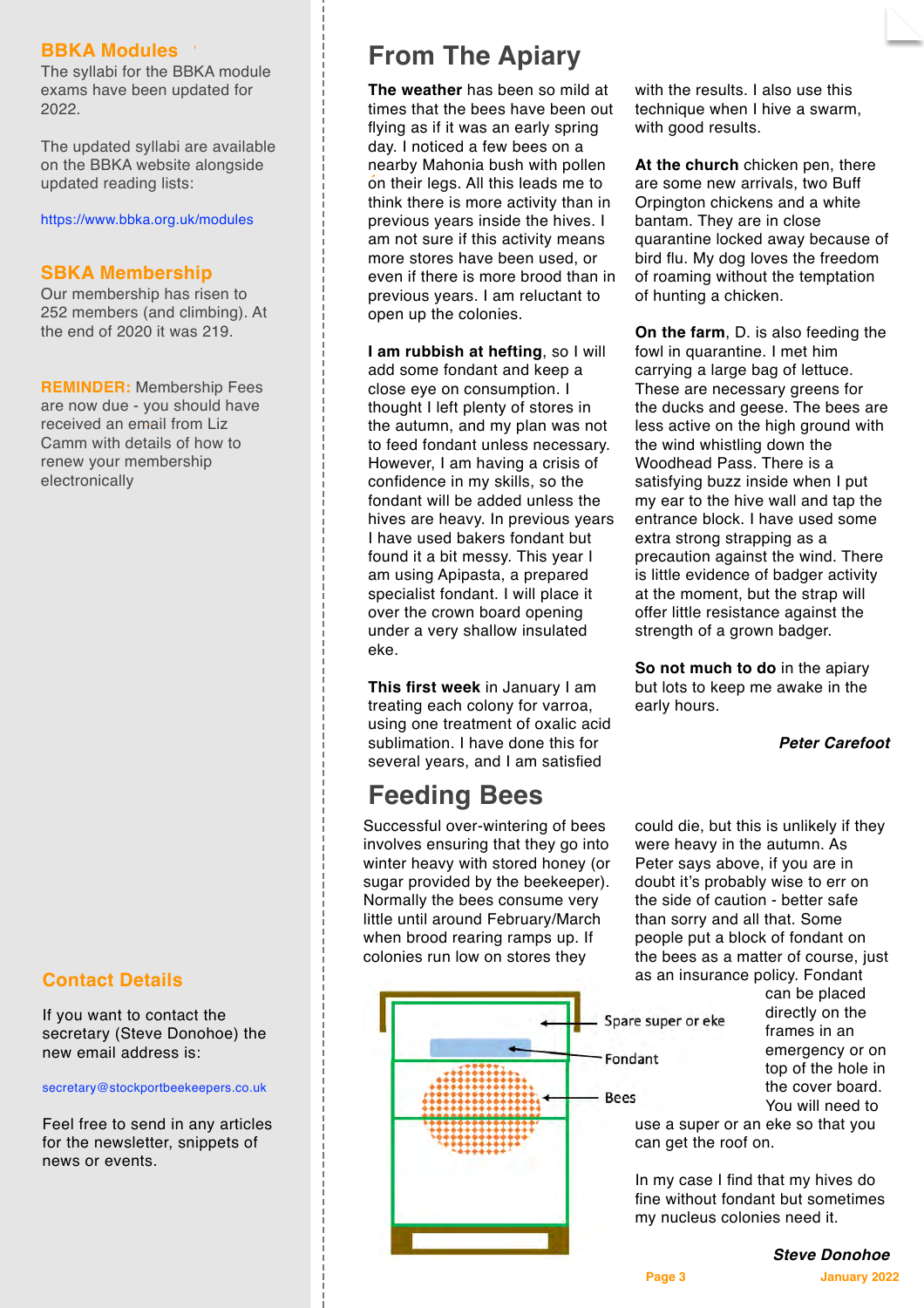## BBKA Modules

The syllabi for the BBKA module exams have been updated for 2022.

The updated syllabi are available on the BBKA website alongside updated reading lists:

https://www.bbka.org.uk/modules

## SBKA Membership

Our membership has risen to 252 members (and climbing). At the end of 2020 it was 219.

**REMINDER:** Membership Fees are now due - you should have received an email from Liz Camm with details of how to renew your membership electronically

## Contact Details

If you want to contact the secretary (Steve Donohoe) the new email address is:

secretary@stockportbeekeepers.co.uk

Feel free to send in any articles for the newsletter, snippets of news or events.

# From The Apiary

**The weather** has been so mild at times that the bees have been out flying as if it was an early spring day. I noticed a few bees on a nearby Mahonia bush with pollen on their legs. All this leads me to think there is more activity than in previous years inside the hives. I am not sure if this activity means more stores have been used, or even if there is more brood than in previous years. I am reluctant to open up the colonies.

**I am rubbish at hefting**, so I will add some fondant and keep a close eye on consumption. I thought I left plenty of stores in the autumn, and my plan was not to feed fondant unless necessary. However, I am having a crisis of confidence in my skills, so the fondant will be added unless the hives are heavy. In previous years I have used bakers fondant but found it a bit messy. This year I am using Apipasta, a prepared specialist fondant. I will place it over the crown board opening under a very shallow insulated eke.

**This first week** in January I am treating each colony for varroa, using one treatment of oxalic acid sublimation. I have done this for several years, and I am satisfied with the results. I also use this technique when I hive a swarm, with good results.

**At the church** chicken pen, there are some new arrivals, two Buff Orpington chickens and a white bantam. They are in close quarantine locked away because of bird flu. My dog loves the freedom of roaming without the temptation of hunting a chicken.

**On the farm**, D. is also feeding the fowl in quarantine. I met him carrying a large bag of lettuce. These are necessary greens for the ducks and geese. The bees are less active on the high ground with the wind whistling down the Woodhead Pass. There is a satisfying buzz inside when I put my ear to the hive wall and tap the entrance block. I have used some extra strong strapping as a precaution against the wind. There is little evidence of badger activity at the moment, but the strap will offer little resistance against the strength of a grown badger.

**So not much to do** in the apiary but lots to keep me awake in the early hours.

***Peter Carefoot***

# Feeding Bees

Successful over-wintering of bees involves ensuring that they go into winter heavy with stored honey (or sugar provided by the beekeeper). Normally the bees consume very little until around February/March when brood rearing ramps up. If colonies run low on stores they could die, but this is unlikely if they were heavy in the autumn. As Peter says above, if you are in doubt it's probably wise to err on the side of caution - better safe than sorry and all that. Some people put a block of fondant on the bees as a matter of course, just as an insurance policy. Fondant can be placed directly on the frames in an emergency or on top of the hole in the cover board. You will need to use a super or an eke so that you can get the roof on.

Spare super or eke

Fondant

Bees

In my case I find that my hives do fine without fondant but sometimes my nucleus colonies need it.

***Steve Donohoe***